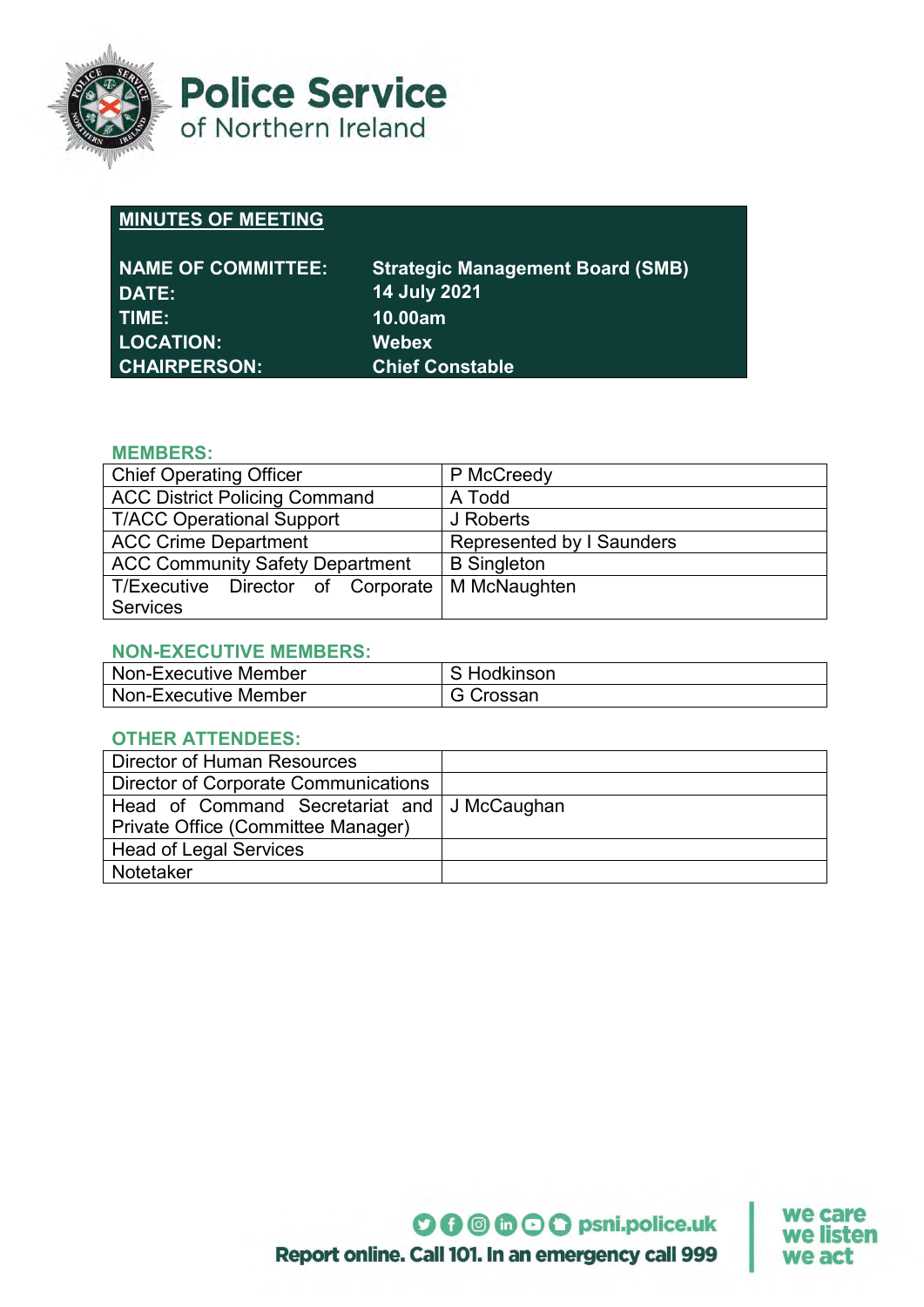# Police Service of Northern Ireland

## MINUTES OF MEETING

| | |
|---|---|
| **NAME OF COMMITTEE:** | **Strategic Management Board (SMB)** |
| **DATE:** | **14 July 2021** |
| **TIME:** | **10.00am** |
| **LOCATION:** | **Webex** |
| **CHAIRPERSON:** | **Chief Constable** |

### MEMBERS:

| | |
|---|---|
| Chief Operating Officer | P McCreedy |
| ACC District Policing Command | A Todd |
| T/ACC Operational Support | J Roberts |
| ACC Crime Department | Represented by I Saunders |
| ACC Community Safety Department | B Singleton |
| T/Executive Director of Corporate Services | M McNaughten |

### NON-EXECUTIVE MEMBERS:

| | |
|---|---|
| Non-Executive Member | S Hodkinson |
| Non-Executive Member | G Crossan |

### OTHER ATTENDEES:

| | |
|---|---|
| Director of Human Resources | |
| Director of Corporate Communications | |
| Head of Command Secretariat and Private Office (Committee Manager) | J McCaughan |
| Head of Legal Services | |
| Notetaker | |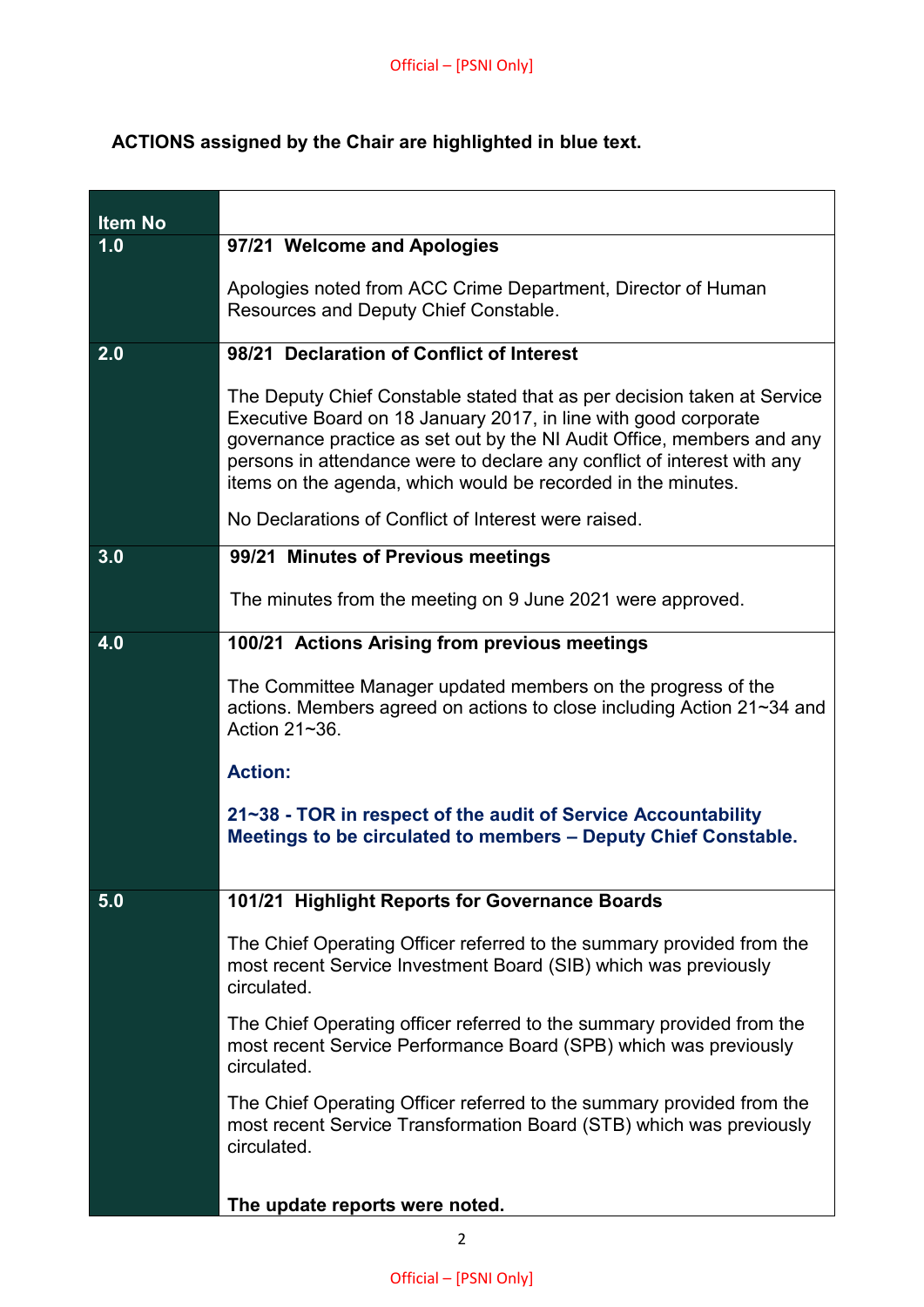**ACTIONS assigned by the Chair are highlighted in blue text.**

| Item No | |
|---|---|
| 1.0 | **97/21 Welcome and Apologies**<br><br>Apologies noted from ACC Crime Department, Director of Human Resources and Deputy Chief Constable. |
| 2.0 | **98/21 Declaration of Conflict of Interest**<br><br>The Deputy Chief Constable stated that as per decision taken at Service Executive Board on 18 January 2017, in line with good corporate governance practice as set out by the NI Audit Office, members and any persons in attendance were to declare any conflict of interest with any items on the agenda, which would be recorded in the minutes.<br><br>No Declarations of Conflict of Interest were raised. |
| 3.0 | **99/21 Minutes of Previous meetings**<br><br>The minutes from the meeting on 9 June 2021 were approved. |
| 4.0 | **100/21 Actions Arising from previous meetings**<br><br>The Committee Manager updated members on the progress of the actions. Members agreed on actions to close including Action 21~34 and Action 21~36.<br><br>**Action:**<br><br>**21~38 - TOR in respect of the audit of Service Accountability Meetings to be circulated to members – Deputy Chief Constable.** |
| 5.0 | **101/21 Highlight Reports for Governance Boards**<br><br>The Chief Operating Officer referred to the summary provided from the most recent Service Investment Board (SIB) which was previously circulated.<br><br>The Chief Operating officer referred to the summary provided from the most recent Service Performance Board (SPB) which was previously circulated.<br><br>The Chief Operating Officer referred to the summary provided from the most recent Service Transformation Board (STB) which was previously circulated.<br><br>**The update reports were noted.** |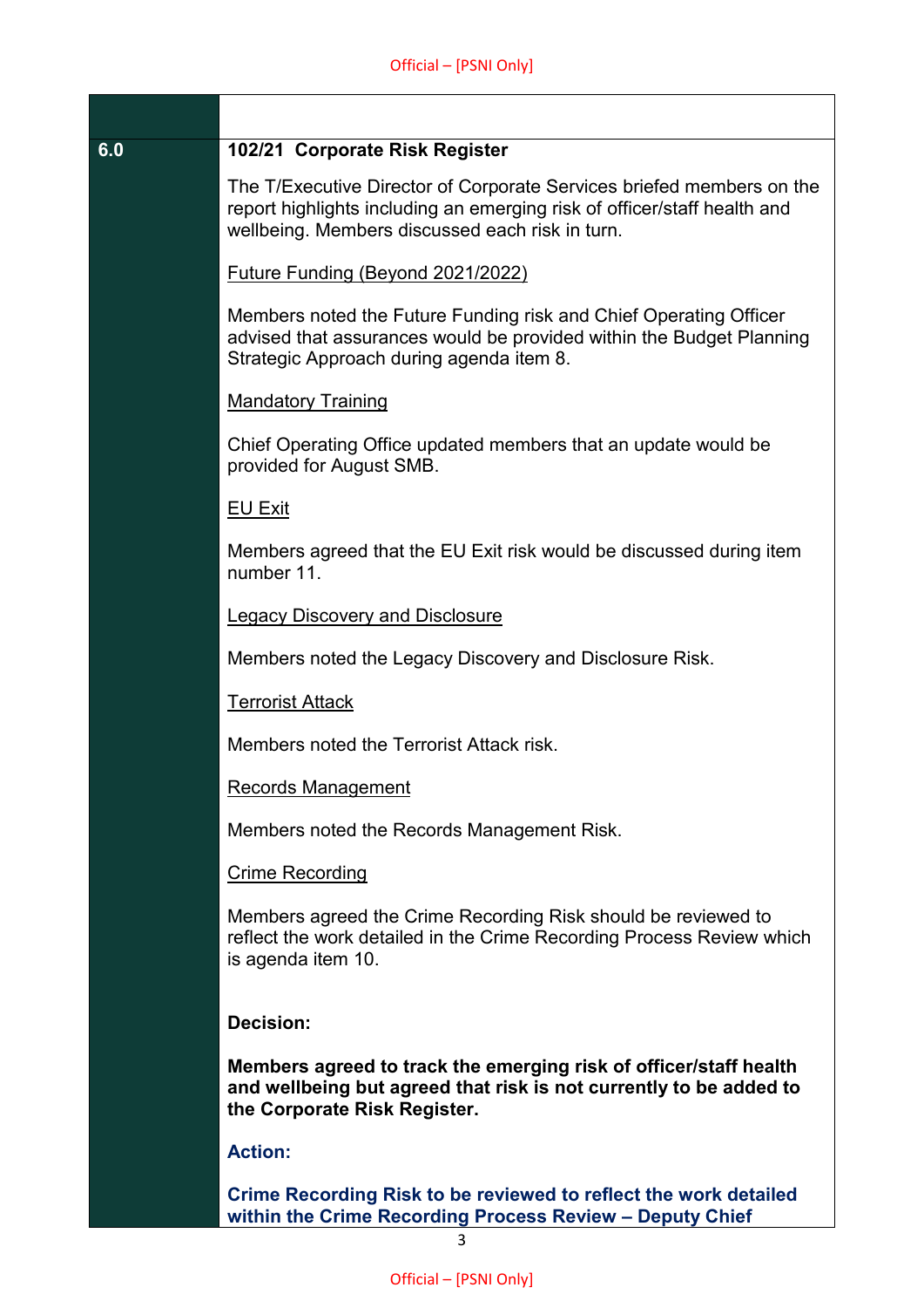| | |
|---|---|
| | |
| **6.0** | **102/21 Corporate Risk Register**<br><br>The T/Executive Director of Corporate Services briefed members on the report highlights including an emerging risk of officer/staff health and wellbeing. Members discussed each risk in turn.<br><br><u>Future Funding (Beyond 2021/2022)</u><br><br>Members noted the Future Funding risk and Chief Operating Officer advised that assurances would be provided within the Budget Planning Strategic Approach during agenda item 8.<br><br><u>Mandatory Training</u><br><br>Chief Operating Office updated members that an update would be provided for August SMB.<br><br><u>EU Exit</u><br><br>Members agreed that the EU Exit risk would be discussed during item number 11.<br><br><u>Legacy Discovery and Disclosure</u><br><br>Members noted the Legacy Discovery and Disclosure Risk.<br><br><u>Terrorist Attack</u><br><br>Members noted the Terrorist Attack risk.<br><br><u>Records Management</u><br><br>Members noted the Records Management Risk.<br><br><u>Crime Recording</u><br><br>Members agreed the Crime Recording Risk should be reviewed to reflect the work detailed in the Crime Recording Process Review which is agenda item 10.<br><br>**Decision:**<br><br>**Members agreed to track the emerging risk of officer/staff health and wellbeing but agreed that risk is not currently to be added to the Corporate Risk Register.**<br><br>**Action:**<br><br>**Crime Recording Risk to be reviewed to reflect the work detailed within the Crime Recording Process Review – Deputy Chief** |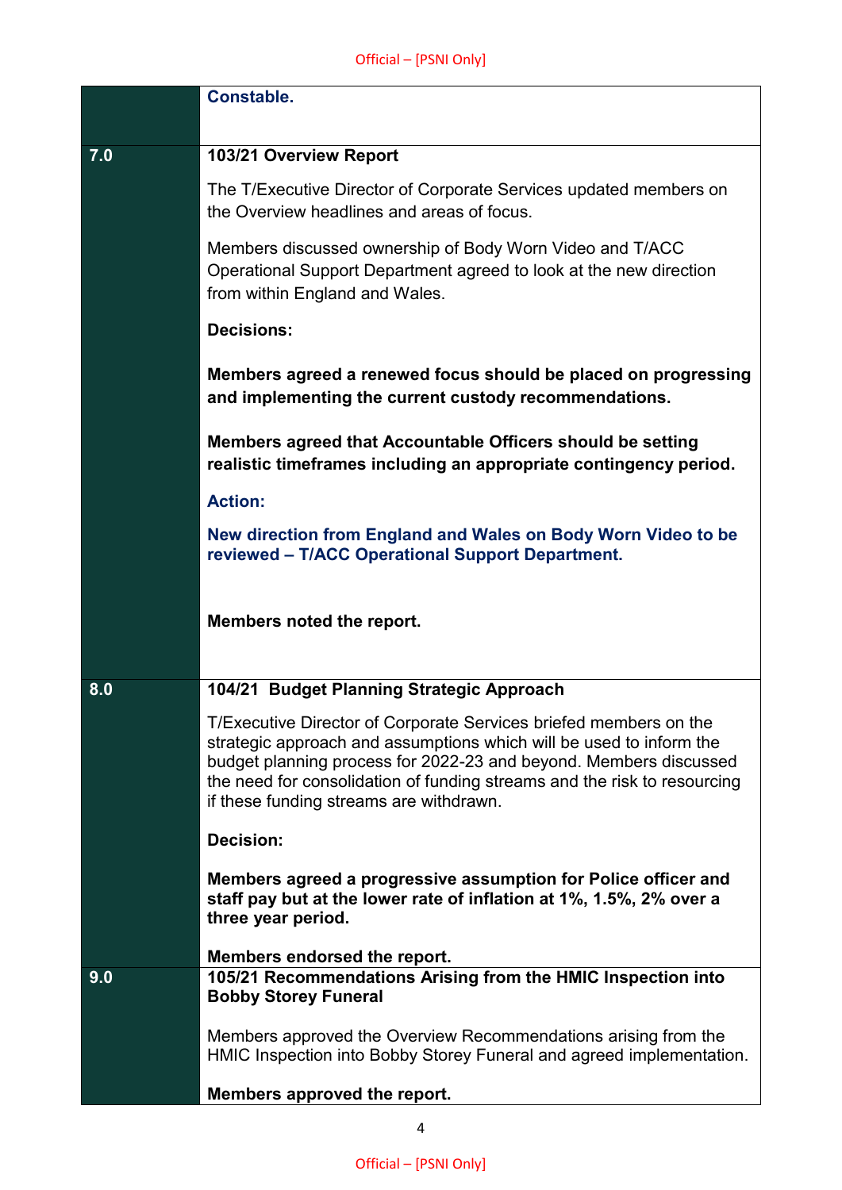| | |
|---|---|
| | **Constable.** |
| **7.0** | **103/21 Overview Report**<br><br>The T/Executive Director of Corporate Services updated members on the Overview headlines and areas of focus.<br><br>Members discussed ownership of Body Worn Video and T/ACC Operational Support Department agreed to look at the new direction from within England and Wales.<br><br>**Decisions:**<br><br>**Members agreed a renewed focus should be placed on progressing and implementing the current custody recommendations.**<br><br>**Members agreed that Accountable Officers should be setting realistic timeframes including an appropriate contingency period.**<br><br>**Action:**<br><br>**New direction from England and Wales on Body Worn Video to be reviewed – T/ACC Operational Support Department.**<br><br>**Members noted the report.** |
| **8.0** | **104/21 Budget Planning Strategic Approach**<br><br>T/Executive Director of Corporate Services briefed members on the strategic approach and assumptions which will be used to inform the budget planning process for 2022-23 and beyond. Members discussed the need for consolidation of funding streams and the risk to resourcing if these funding streams are withdrawn.<br><br>**Decision:**<br><br>**Members agreed a progressive assumption for Police officer and staff pay but at the lower rate of inflation at 1%, 1.5%, 2% over a three year period.**<br><br>**Members endorsed the report.** |
| **9.0** | **105/21 Recommendations Arising from the HMIC Inspection into Bobby Storey Funeral**<br><br>Members approved the Overview Recommendations arising from the HMIC Inspection into Bobby Storey Funeral and agreed implementation.<br><br>**Members approved the report.** |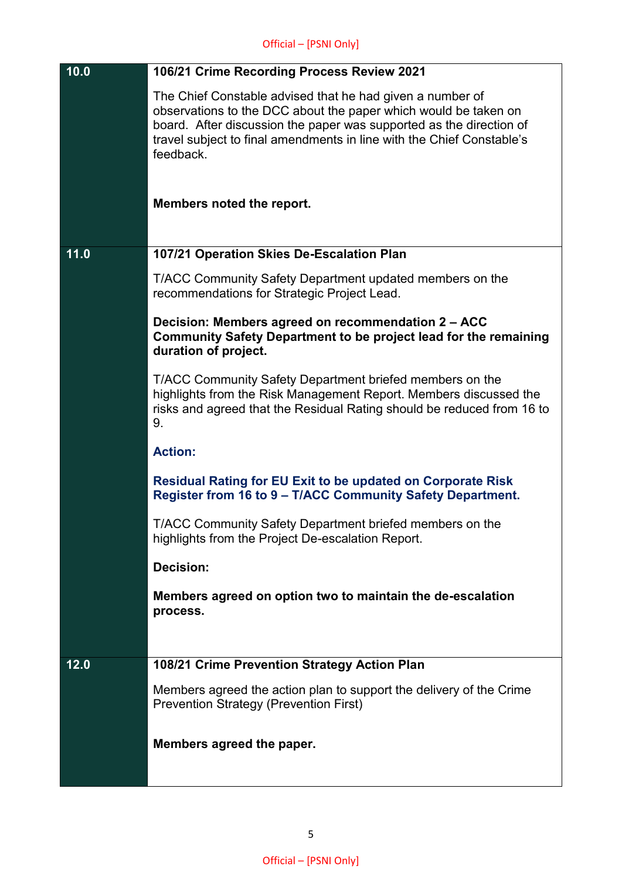| | |
|---|---|
| **10.0** | **106/21 Crime Recording Process Review 2021**<br><br>The Chief Constable advised that he had given a number of observations to the DCC about the paper which would be taken on board. After discussion the paper was supported as the direction of travel subject to final amendments in line with the Chief Constable's feedback.<br><br>**Members noted the report.** |
| **11.0** | **107/21 Operation Skies De-Escalation Plan**<br><br>T/ACC Community Safety Department updated members on the recommendations for Strategic Project Lead.<br><br>**Decision: Members agreed on recommendation 2 – ACC Community Safety Department to be project lead for the remaining duration of project.**<br><br>T/ACC Community Safety Department briefed members on the highlights from the Risk Management Report. Members discussed the risks and agreed that the Residual Rating should be reduced from 16 to 9.<br><br>**Action:**<br><br>**Residual Rating for EU Exit to be updated on Corporate Risk Register from 16 to 9 – T/ACC Community Safety Department.**<br><br>T/ACC Community Safety Department briefed members on the highlights from the Project De-escalation Report.<br><br>**Decision:**<br><br>**Members agreed on option two to maintain the de-escalation process.** |
| **12.0** | **108/21 Crime Prevention Strategy Action Plan**<br><br>Members agreed the action plan to support the delivery of the Crime Prevention Strategy (Prevention First)<br><br>**Members agreed the paper.** |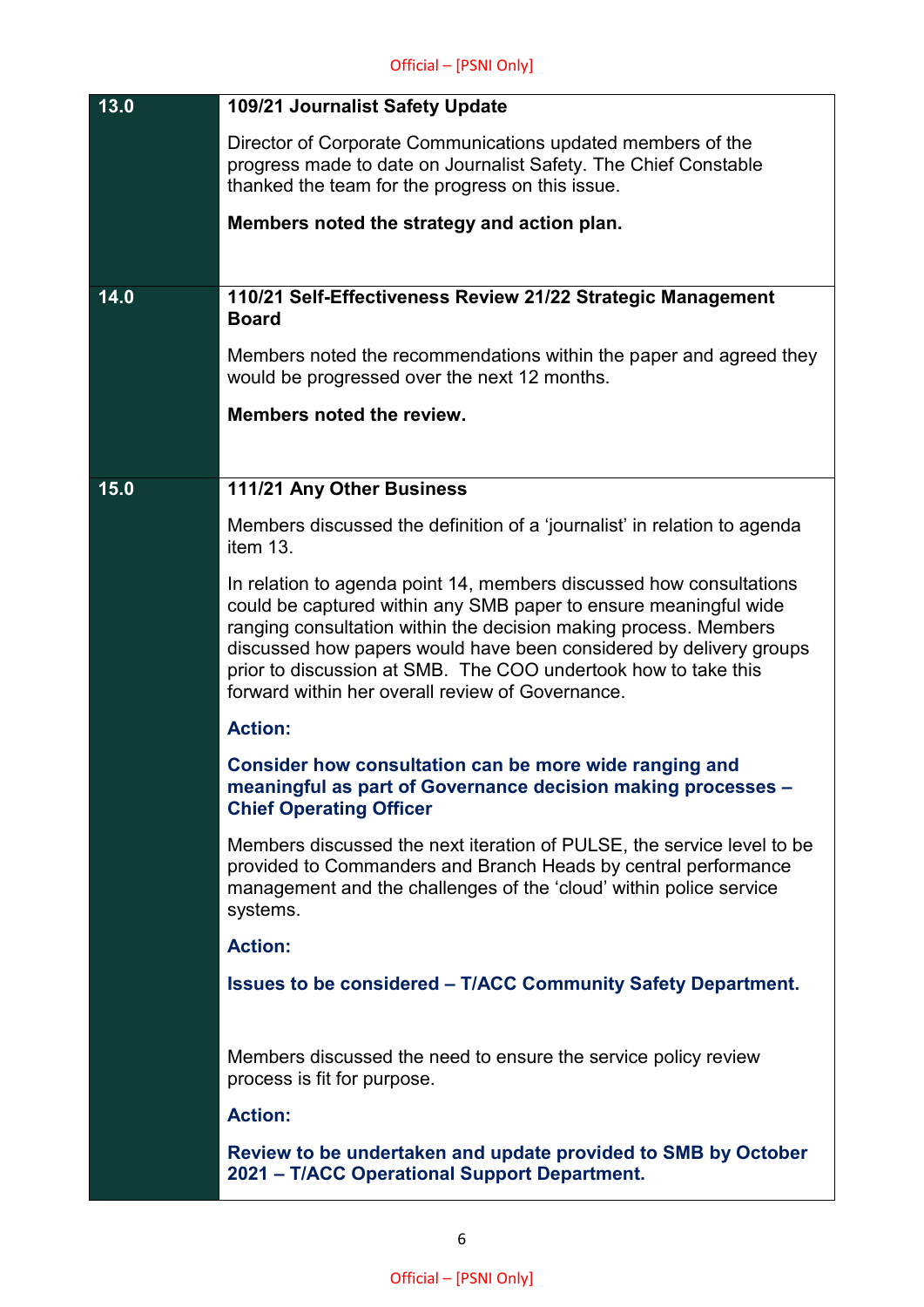| | |
|---|---|
| **13.0** | **109/21 Journalist Safety Update**<br><br>Director of Corporate Communications updated members of the progress made to date on Journalist Safety. The Chief Constable thanked the team for the progress on this issue.<br><br>**Members noted the strategy and action plan.** |
| **14.0** | **110/21 Self-Effectiveness Review 21/22 Strategic Management Board**<br><br>Members noted the recommendations within the paper and agreed they would be progressed over the next 12 months.<br><br>**Members noted the review.** |
| **15.0** | **111/21 Any Other Business**<br><br>Members discussed the definition of a 'journalist' in relation to agenda item 13.<br><br>In relation to agenda point 14, members discussed how consultations could be captured within any SMB paper to ensure meaningful wide ranging consultation within the decision making process. Members discussed how papers would have been considered by delivery groups prior to discussion at SMB. The COO undertook how to take this forward within her overall review of Governance.<br><br>**Action:**<br><br>**Consider how consultation can be more wide ranging and meaningful as part of Governance decision making processes – Chief Operating Officer**<br><br>Members discussed the next iteration of PULSE, the service level to be provided to Commanders and Branch Heads by central performance management and the challenges of the 'cloud' within police service systems.<br><br>**Action:**<br><br>**Issues to be considered – T/ACC Community Safety Department.**<br><br>Members discussed the need to ensure the service policy review process is fit for purpose.<br><br>**Action:**<br><br>**Review to be undertaken and update provided to SMB by October 2021 – T/ACC Operational Support Department.** |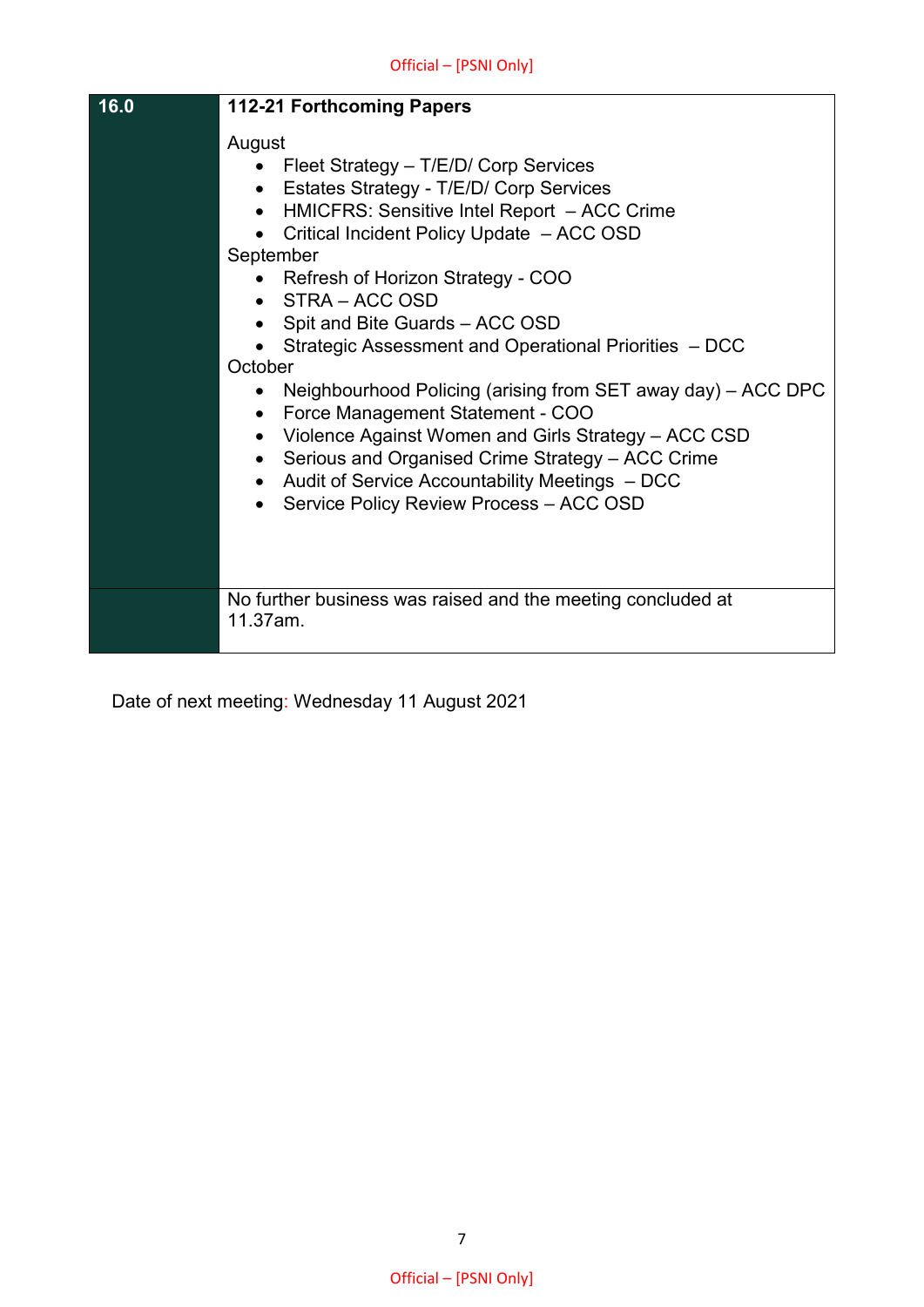| | |
|---|---|
| **16.0** | **112-21 Forthcoming Papers**<br><br>August<br>• Fleet Strategy – T/E/D/ Corp Services<br>• Estates Strategy - T/E/D/ Corp Services<br>• HMICFRS: Sensitive Intel Report – ACC Crime<br>• Critical Incident Policy Update – ACC OSD<br>September<br>• Refresh of Horizon Strategy - COO<br>• STRA – ACC OSD<br>• Spit and Bite Guards – ACC OSD<br>• Strategic Assessment and Operational Priorities – DCC<br>October<br>• Neighbourhood Policing (arising from SET away day) – ACC DPC<br>• Force Management Statement - COO<br>• Violence Against Women and Girls Strategy – ACC CSD<br>• Serious and Organised Crime Strategy – ACC Crime<br>• Audit of Service Accountability Meetings – DCC<br>• Service Policy Review Process – ACC OSD |
| | No further business was raised and the meeting concluded at 11.37am. |

Date of next meeting: Wednesday 11 August 2021